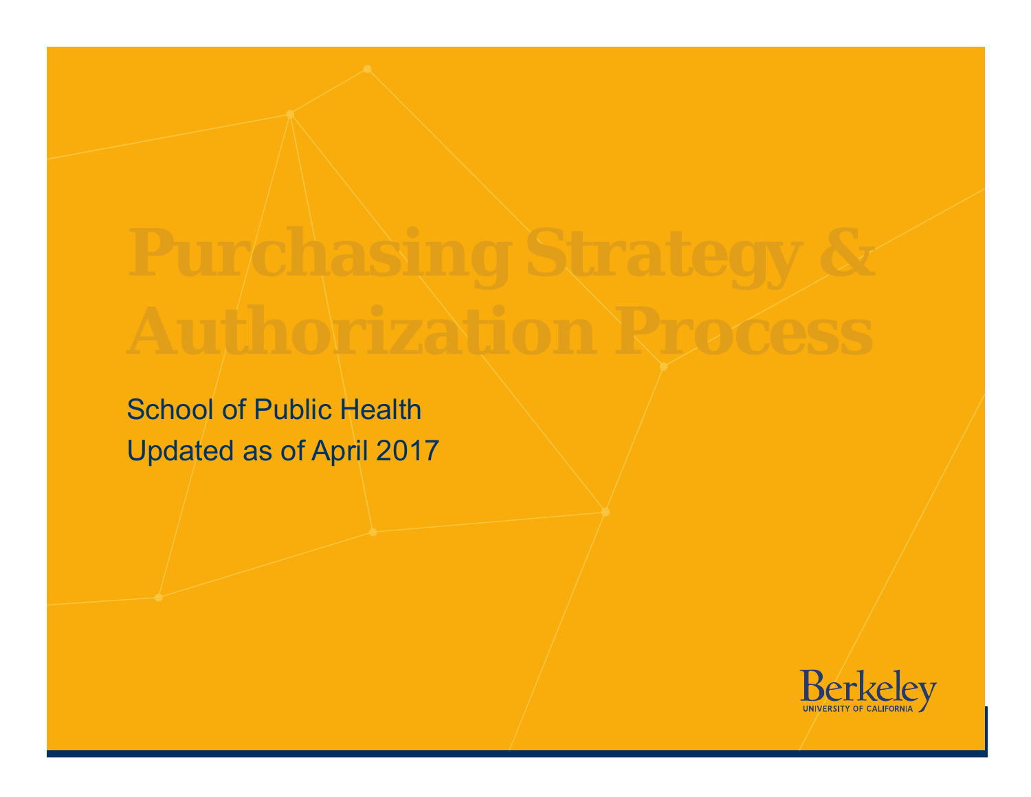# Purchasing Strategy & Authorization Process

School of Public Health

Updated as of April 2017

Berkeley
UNIVERSITY OF CALIFORNIA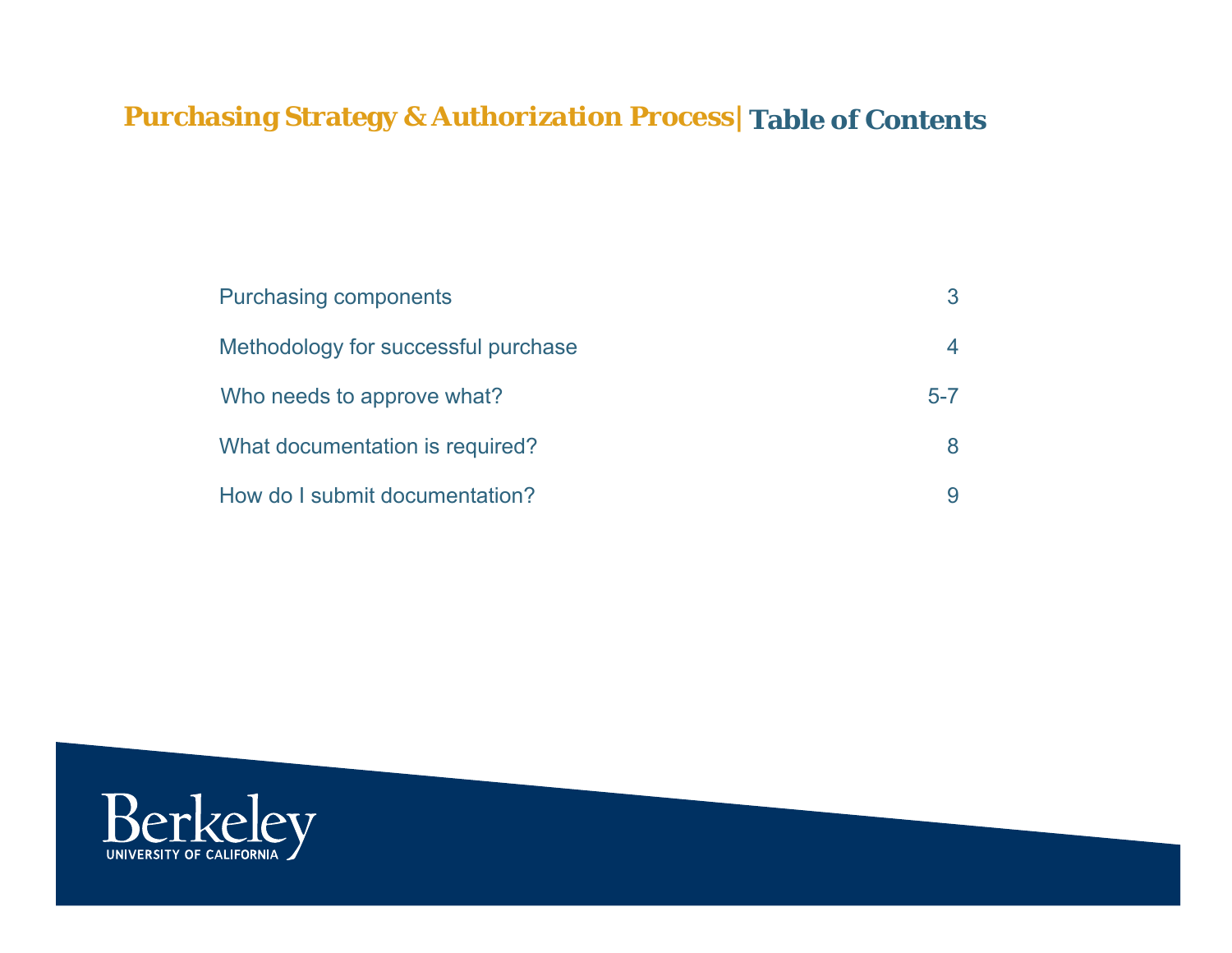# Purchasing Strategy & Authorization Process | Table of Contents

| | |
|---|---|
| Purchasing components | 3 |
| Methodology for successful purchase | 4 |
| Who needs to approve what? | 5-7 |
| What documentation is required? | 8 |
| How do I submit documentation? | 9 |

Berkeley
UNIVERSITY OF CALIFORNIA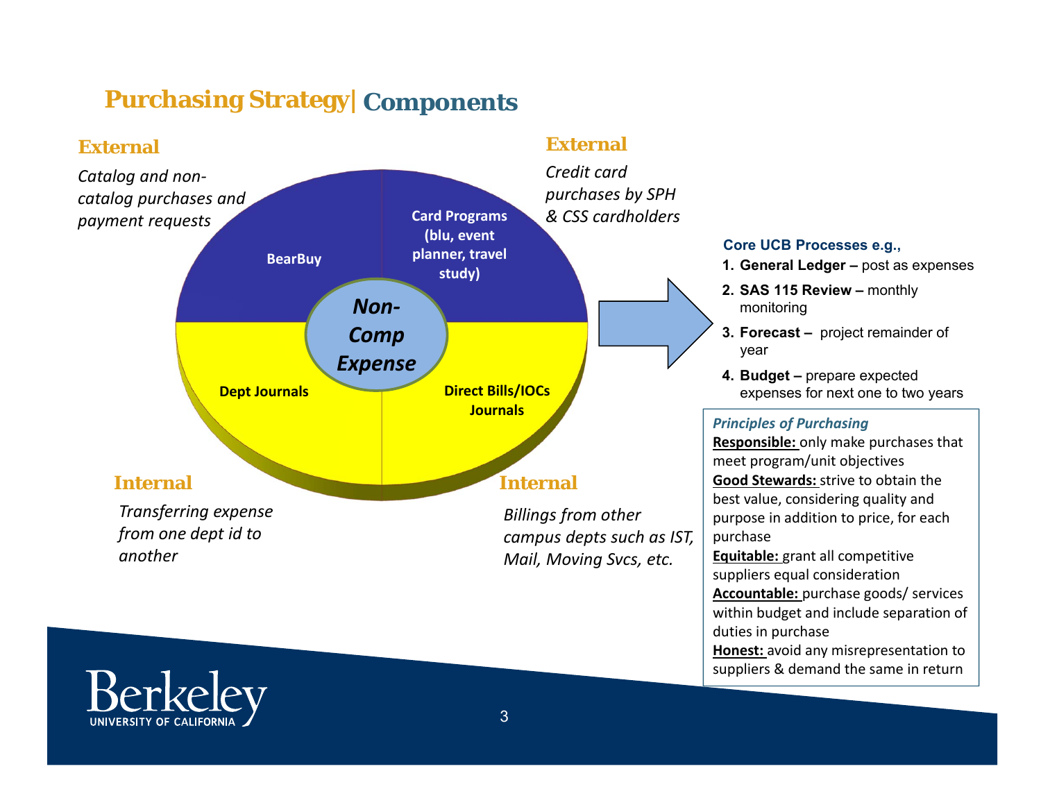# Purchasing Strategy| Components

**External**

*Catalog and non-catalog purchases and payment requests*

**External**

*Credit card purchases by SPH & CSS cardholders*

BearBuy

Card Programs (blu, event planner, travel study)

*Non-Comp Expense*

Dept Journals

Direct Bills/IOCs Journals

**Internal**

*Transferring expense from one dept id to another*

**Internal**

*Billings from other campus depts such as IST, Mail, Moving Svcs, etc.*

**Core UCB Processes e.g.,**

1. **General Ledger –** post as expenses
2. **SAS 115 Review –** monthly monitoring
3. **Forecast –** project remainder of year
4. **Budget –** prepare expected expenses for next one to two years

***Principles of Purchasing***

**Responsible:** only make purchases that meet program/unit objectives

**Good Stewards:** strive to obtain the best value, considering quality and purpose in addition to price, for each purchase

**Equitable:** grant all competitive suppliers equal consideration

**Accountable:** purchase goods/ services within budget and include separation of duties in purchase

**Honest:** avoid any misrepresentation to suppliers & demand the same in return

Berkeley
UNIVERSITY OF CALIFORNIA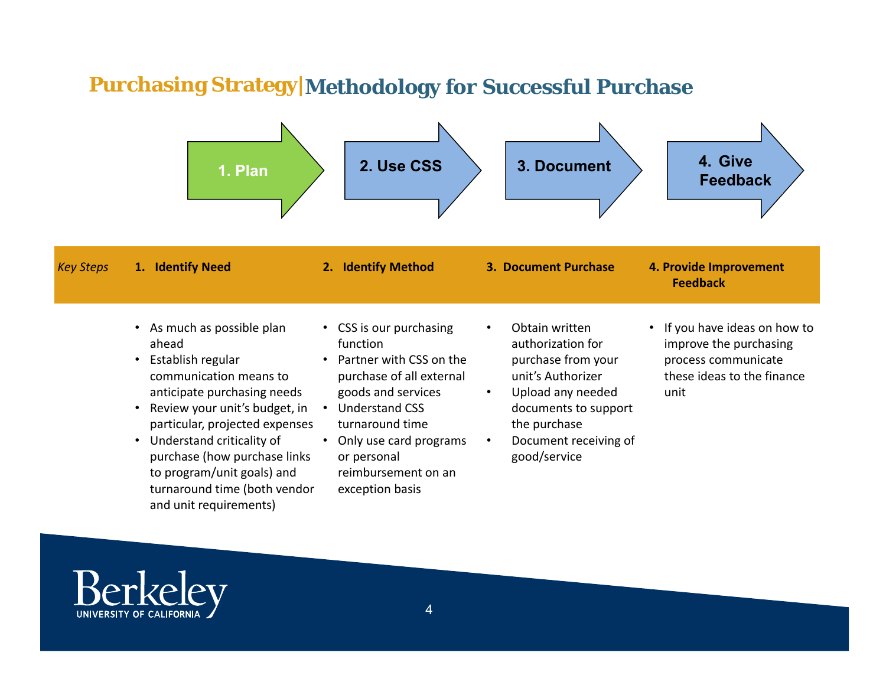# Purchasing Strategy | Methodology for Successful Purchase

**1. Plan** → **2. Use CSS** → **3. Document** → **4. Give Feedback**

| *Key Steps* | 1. Identify Need | 2. Identify Method | 3. Document Purchase | 4. Provide Improvement Feedback |
|---|---|---|---|---|
| | • As much as possible plan ahead<br>• Establish regular communication means to anticipate purchasing needs<br>• Review your unit's budget, in particular, projected expenses<br>• Understand criticality of purchase (how purchase links to program/unit goals) and turnaround time (both vendor and unit requirements) | • CSS is our purchasing function<br>• Partner with CSS on the purchase of all external goods and services<br>• Understand CSS turnaround time<br>• Only use card programs or personal reimbursement on an exception basis | • Obtain written authorization for purchase from your unit's Authorizer<br>• Upload any needed documents to support the purchase<br>• Document receiving of good/service | • If you have ideas on how to improve the purchasing process communicate these ideas to the finance unit |

Berkeley
UNIVERSITY OF CALIFORNIA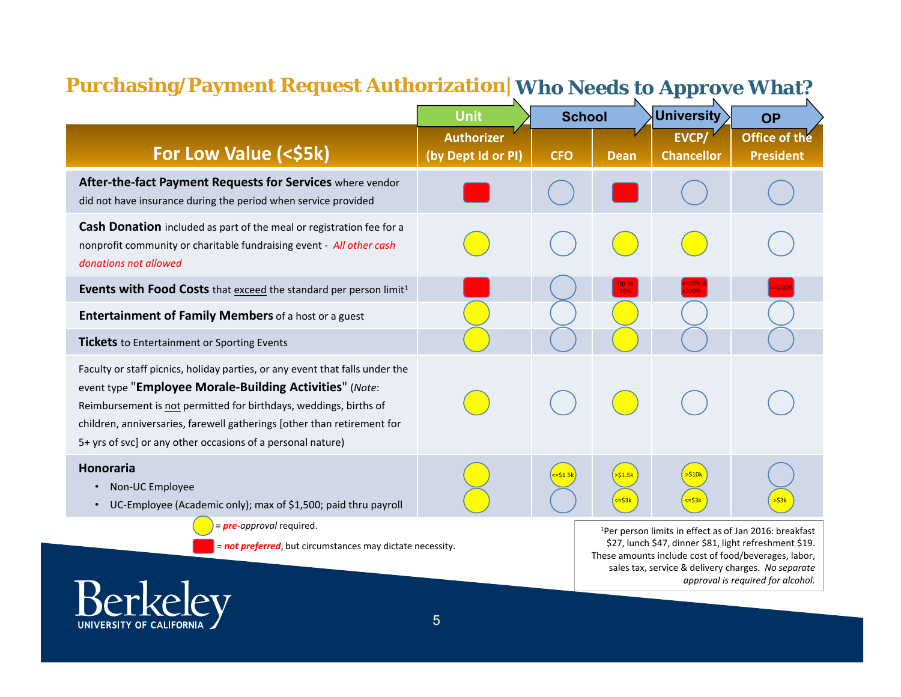# Purchasing/Payment Request Authorization | Who Needs to Approve What?

| For Low Value (<$5k) | Unit | School | | University | OP |
|---|---|---|---|---|---|
| | Authorizer (by Dept Id or PI) | CFO | Dean | EVCP/ Chancellor | Office of the President |
| **After-the-fact Payment Requests for Services** where vendor did not have insurance during the period when service provided | Not preferred | | Not preferred | | |
| **Cash Donation** included as part of the meal or registration fee for a nonprofit community or charitable fundraising event - *All other cash donations not allowed* | Pre-approval | | Pre-approval | Pre-approval | |
| **Events with Food Costs** that exceed the standard per person limit[1] | Not preferred | | Not preferred: Up to 50% | Not preferred: >=50% & <200% | Not preferred: >=200% |
| **Entertainment of Family Members** of a host or a guest | Pre-approval | | Pre-approval | | |
| **Tickets** to Entertainment or Sporting Events | Pre-approval | | Pre-approval | | |
| Faculty or staff picnics, holiday parties, or any event that falls under the event type "**Employee Morale-Building Activities**" (*Note*: Reimbursement is not permitted for birthdays, weddings, births of children, anniversaries, farewell gatherings [other than retirement for 5+ yrs of svc] or any other occasions of a personal nature) | Pre-approval | | Pre-approval | | |
| **Honoraria** — Non-UC Employee | Pre-approval | Pre-approval: <=$1.5k | Pre-approval: >$1.5k | Pre-approval: >$10k | |
| **Honoraria** — UC-Employee (Academic only); max of $1,500; paid thru payroll | Pre-approval | | Pre-approval: <=$3k | Pre-approval: <=$3k | Pre-approval: >$3k |

Yellow circle = ***pre**-approval* required.

Red square = ***not preferred***, but circumstances may dictate necessity.

[1]Per person limits in effect as of Jan 2016: breakfast $27, lunch $47, dinner $81, light refreshment $19. These amounts include cost of food/beverages, labor, sales tax, service & delivery charges. *No separate approval is required for alcohol.*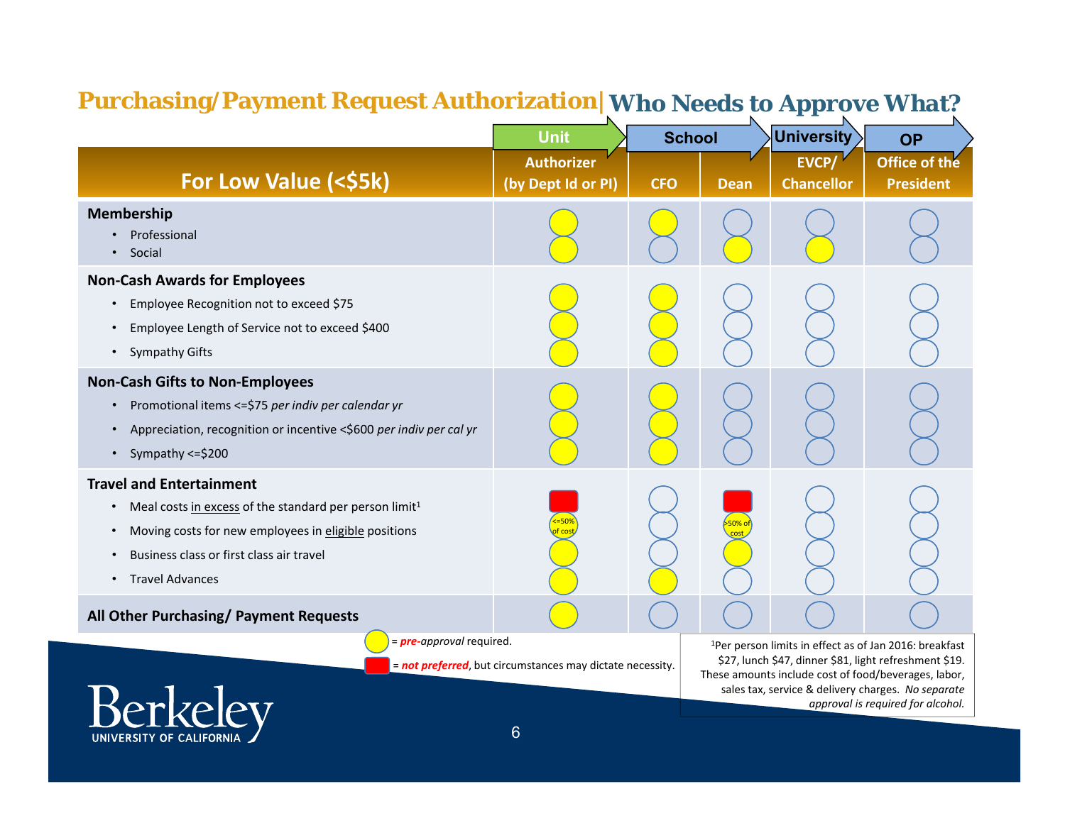# Purchasing/Payment Request Authorization | Who Needs to Approve What?

| For Low Value (<$5k) | Unit: Authorizer (by Dept Id or PI) | School: CFO | School: Dean | University: EVCP/ Chancellor | OP: Office of the President |
|---|---|---|---|---|---|
| **Membership** | | | | | |
| • Professional | ● | ● | ○ | ○ | ○ |
| • Social | ● | ○ | ● | ● | ○ |
| **Non-Cash Awards for Employees** | | | | | |
| • Employee Recognition not to exceed $75 | ● | ● | ○ | ○ | ○ |
| • Employee Length of Service not to exceed $400 | ● | ● | ○ | ○ | ○ |
| • Sympathy Gifts | ● | ● | ○ | ○ | ○ |
| **Non-Cash Gifts to Non-Employees** | | | | | |
| • Promotional items <=$75 *per indiv per calendar yr* | ● | ● | ○ | ○ | ○ |
| • Appreciation, recognition or incentive <$600 *per indiv per cal yr* | ● | ● | ○ | ○ | ○ |
| • Sympathy <=$200 | ● | ● | ○ | ○ | ○ |
| **Travel and Entertainment** | | | | | |
| • Meal costs in excess of the standard per person limit[1] | ■ | ○ | ■ | ○ | ○ |
| • Moving costs for new employees in eligible positions | ● <=50% of cost | ○ | ● >50% of cost | ○ | ○ |
| • Business class or first class air travel | ● | ○ | ● | ○ | ○ |
| • Travel Advances | ● | ● | ○ | ○ | ○ |
| **All Other Purchasing/ Payment Requests** | ● | ○ | ○ | ○ | ○ |

● = ***pre**-approval* required.

■ = ***not preferred***, but circumstances may dictate necessity.

[1]Per person limits in effect as of Jan 2016: breakfast $27, lunch $47, dinner $81, light refreshment $19. These amounts include cost of food/beverages, labor, sales tax, service & delivery charges. *No separate approval is required for alcohol.*

Berkeley
UNIVERSITY OF CALIFORNIA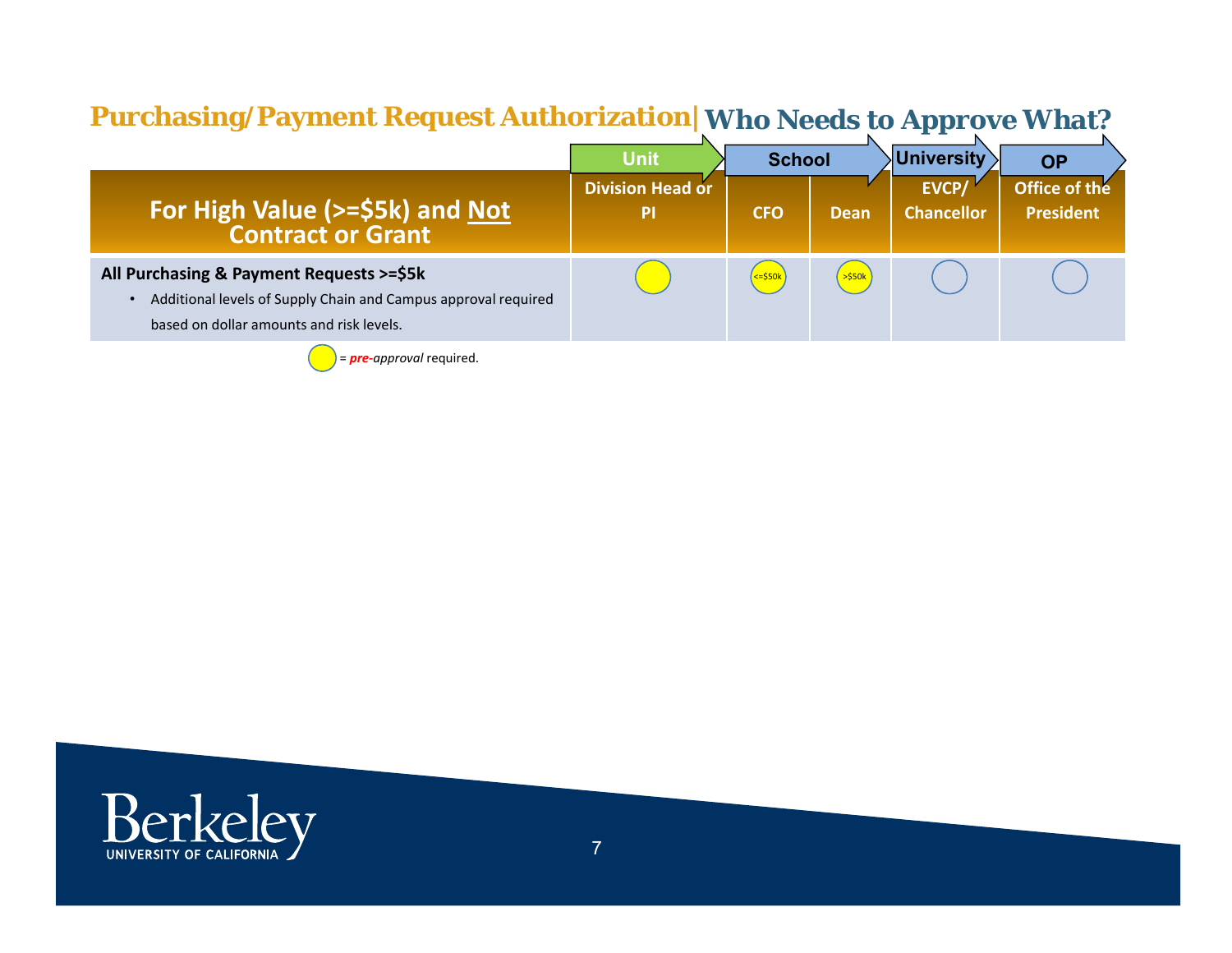# Purchasing/Payment Request Authorization | Who Needs to Approve What?

| For High Value (>=$5k) and Not Contract or Grant | Unit | School | | University | OP |
|---|---|---|---|---|---|
| | Division Head or PI | CFO | Dean | EVCP/ Chancellor | Office of the President |
| **All Purchasing & Payment Requests >=$5k**<br>• Additional levels of Supply Chain and Campus approval required based on dollar amounts and risk levels. | ● | ● <=$50k | ● >$50k | ○ | ○ |

● = ***pre**-approval* required.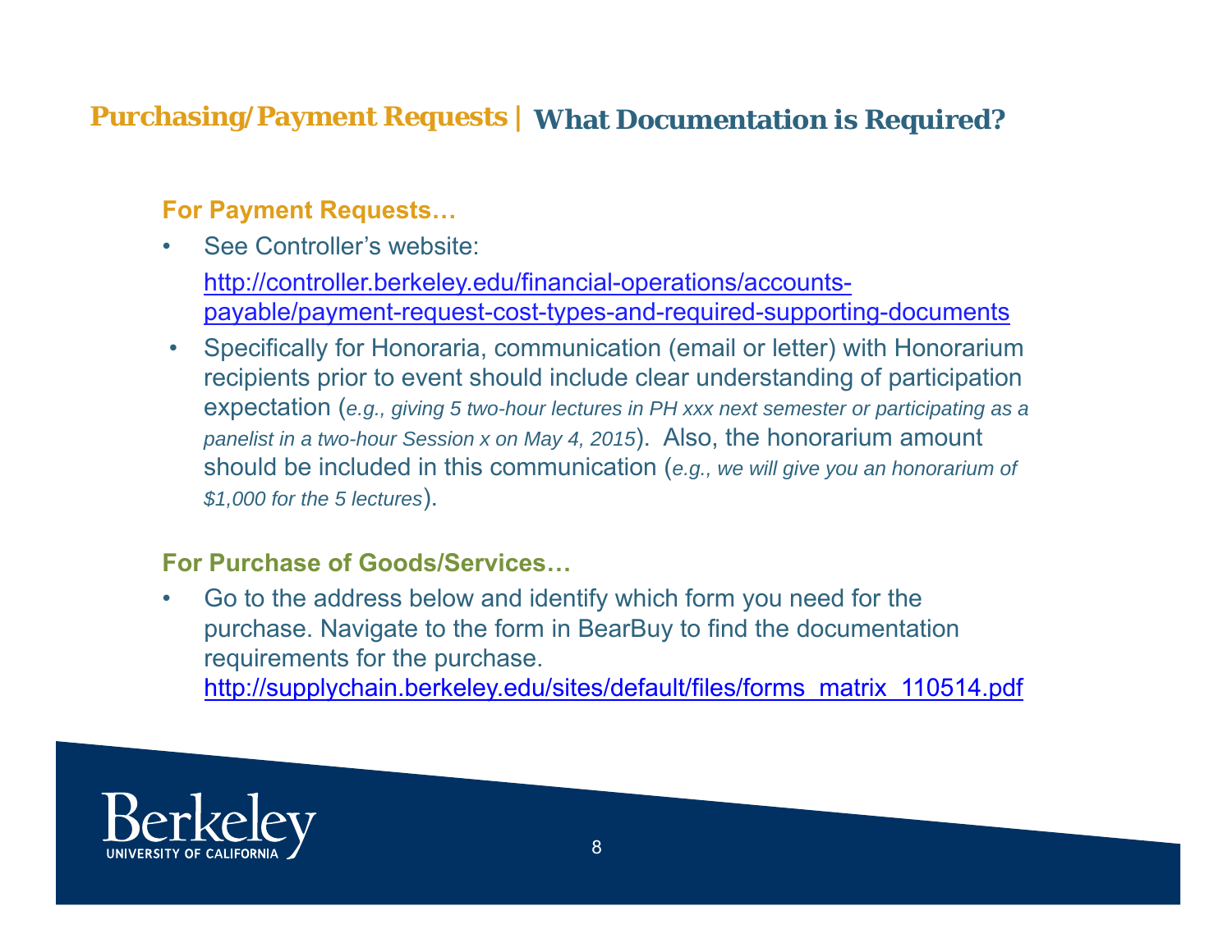## Purchasing/Payment Requests | What Documentation is Required?

### For Payment Requests…

- See Controller's website:
  http://controller.berkeley.edu/financial-operations/accounts-payable/payment-request-cost-types-and-required-supporting-documents
- Specifically for Honoraria, communication (email or letter) with Honorarium recipients prior to event should include clear understanding of participation expectation (*e.g., giving 5 two-hour lectures in PH xxx next semester or participating as a panelist in a two-hour Session x on May 4, 2015*). Also, the honorarium amount should be included in this communication (*e.g., we will give you an honorarium of $1,000 for the 5 lectures*).

### For Purchase of Goods/Services…

- Go to the address below and identify which form you need for the purchase. Navigate to the form in BearBuy to find the documentation requirements for the purchase.
  http://supplychain.berkeley.edu/sites/default/files/forms_matrix_110514.pdf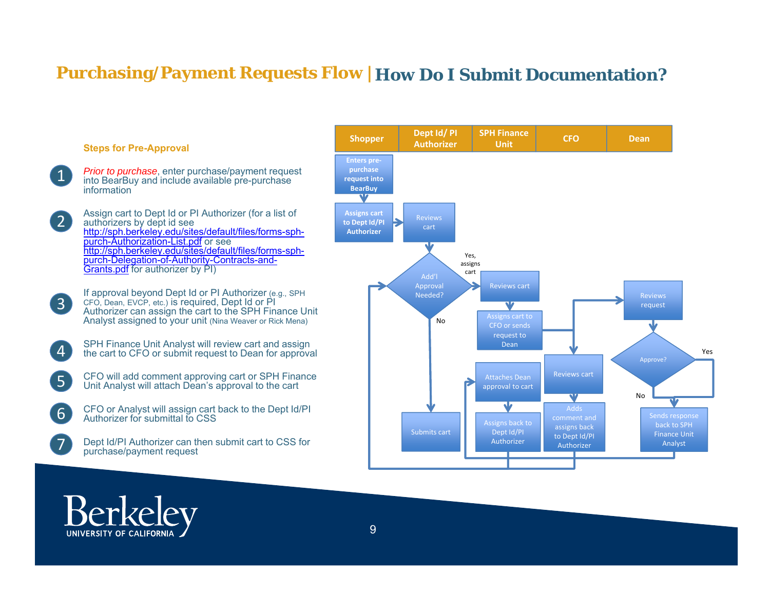# Purchasing/Payment Requests Flow | How Do I Submit Documentation?

### Steps for Pre-Approval

1. *Prior to purchase*, enter purchase/payment request into BearBuy and include available pre-purchase information

2. Assign cart to Dept Id or PI Authorizer (for a list of authorizers by dept id see http://sph.berkeley.edu/sites/default/files/forms-sph-purch-Authorization-List.pdf or see http://sph.berkeley.edu/sites/default/files/forms-sph-purch-Delegation-of-Authority-Contracts-and-Grants.pdf for authorizer by PI)

3. If approval beyond Dept Id or PI Authorizer (e.g., SPH CFO, Dean, EVCP, etc.) is required, Dept Id or PI Authorizer can assign the cart to the SPH Finance Unit Analyst assigned to your unit (Nina Weaver or Rick Mena)

4. SPH Finance Unit Analyst will review cart and assign the cart to CFO or submit request to Dean for approval

5. CFO will add comment approving cart or SPH Finance Unit Analyst will attach Dean's approval to the cart

6. CFO or Analyst will assign cart back to the Dept Id/PI Authorizer for submittal to CSS

7. Dept Id/PI Authorizer can then submit cart to CSS for purchase/payment request

Shopper
Dept Id/ PI Authorizer
SPH Finance Unit
CFO
Dean

Enters pre-purchase request into BearBuy
Assigns cart to Dept Id/PI Authorizer
Reviews cart
Add'l Approval Needed?
Yes, assigns cart
No
Reviews cart
Assigns cart to CFO or sends request to Dean
Reviews request
Approve?
Yes
No
Sends response back to SPH Finance Unit Analyst
Attaches Dean approval to cart
Assigns back to Dept Id/PI Authorizer
Reviews cart
Adds comment and assigns back to Dept Id/PI Authorizer
Submits cart